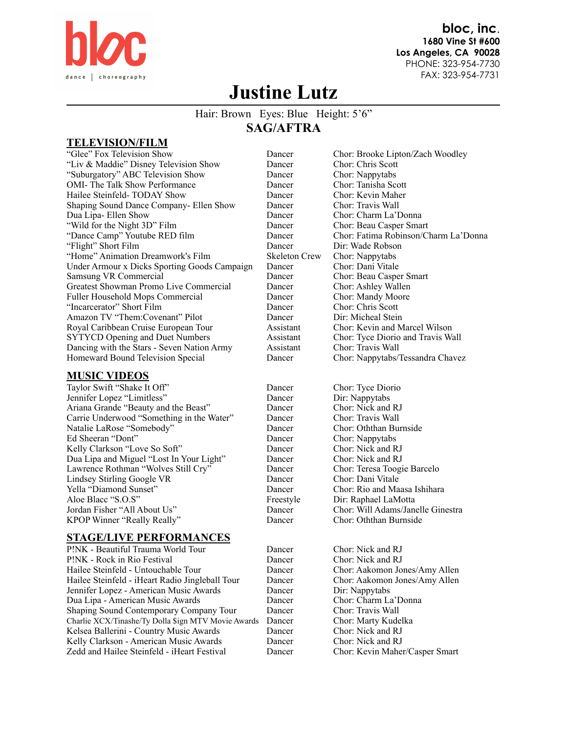bloc

dance | choreography

**bloc, inc.**
**1680 Vine St #600**
**Los Angeles, CA 90028**
PHONE: 323-954-7730
FAX: 323-954-7731

# Justine Lutz

Hair: Brown Eyes: Blue Height: 5'6"

**SAG/AFTRA**

## TELEVISION/FILM

| | | |
|---|---|---|
| "Glee" Fox Television Show | Dancer | Chor: Brooke Lipton/Zach Woodley |
| "Liv & Maddie" Disney Television Show | Dancer | Chor: Chris Scott |
| "Suburgatory" ABC Television Show | Dancer | Chor: Nappytabs |
| OMI- The Talk Show Performance | Dancer | Chor: Tanisha Scott |
| Hailee Steinfeld- TODAY Show | Dancer | Chor: Kevin Maher |
| Shaping Sound Dance Company- Ellen Show | Dancer | Chor: Travis Wall |
| Dua Lipa- Ellen Show | Dancer | Chor: Charm La'Donna |
| "Wild for the Night 3D" Film | Dancer | Chor: Beau Casper Smart |
| "Dance Camp" Youtube RED film | Dancer | Chor: Fatima Robinson/Charm La'Donna |
| "Flight" Short Film | Dancer | Dir: Wade Robson |
| "Home" Animation Dreamwork's Film | Skeleton Crew | Chor: Nappytabs |
| Under Armour x Dicks Sporting Goods Campaign | Dancer | Chor: Dani Vitale |
| Samsung VR Commercial | Dancer | Chor: Beau Casper Smart |
| Greatest Showman Promo Live Commercial | Dancer | Chor: Ashley Wallen |
| Fuller Household Mops Commercial | Dancer | Chor: Mandy Moore |
| "Incarcerator" Short Film | Dancer | Chor: Chris Scott |
| Amazon TV "Them:Covenant" Pilot | Dancer | Dir: Micheal Stein |
| Royal Caribbean Cruise European Tour | Assistant | Chor: Kevin and Marcel Wilson |
| SYTYCD Opening and Duet Numbers | Assistant | Chor: Tyce Diorio and Travis Wall |
| Dancing with the Stars - Seven Nation Army | Assistant | Chor: Travis Wall |
| Homeward Bound Television Special | Dancer | Chor: Nappytabs/Tessandra Chavez |

## MUSIC VIDEOS

| | | |
|---|---|---|
| Taylor Swift "Shake It Off" | Dancer | Chor: Tyce Diorio |
| Jennifer Lopez "Limitless" | Dancer | Dir: Nappytabs |
| Ariana Grande "Beauty and the Beast" | Dancer | Chor: Nick and RJ |
| Carrie Underwood "Something in the Water" | Dancer | Chor: Travis Wall |
| Natalie LaRose "Somebody" | Dancer | Chor: Oththan Burnside |
| Ed Sheeran "Dont" | Dancer | Chor: Nappytabs |
| Kelly Clarkson "Love So Soft" | Dancer | Chor: Nick and RJ |
| Dua Lipa and Miguel "Lost In Your Light" | Dancer | Chor: Nick and RJ |
| Lawrence Rothman "Wolves Still Cry" | Dancer | Chor: Teresa Toogie Barcelo |
| Lindsey Stirling Google VR | Dancer | Chor: Dani Vitale |
| Yella "Diamond Sunset" | Dancer | Chor: Rio and Maasa Ishihara |
| Aloe Blacc "S.O.S" | Freestyle | Dir: Raphael LaMotta |
| Jordan Fisher "All About Us" | Dancer | Chor: Will Adams/Janelle Ginestra |
| KPOP Winner "Really Really" | Dancer | Chor: Oththan Burnside |

## STAGE/LIVE PERFORMANCES

| | | |
|---|---|---|
| P!NK - Beautiful Trauma World Tour | Dancer | Chor: Nick and RJ |
| P!NK - Rock in Rio Festival | Dancer | Chor: Nick and RJ |
| Hailee Steinfeld - Untouchable Tour | Dancer | Chor: Aakomon Jones/Amy Allen |
| Hailee Steinfeld - iHeart Radio Jingleball Tour | Dancer | Chor: Aakomon Jones/Amy Allen |
| Jennifer Lopez - American Music Awards | Dancer | Dir: Nappytabs |
| Dua Lipa - American Music Awards | Dancer | Chor: Charm La'Donna |
| Shaping Sound Contemporary Company Tour | Dancer | Chor: Travis Wall |
| Charlie XCX/Tinashe/Ty Dolla $ign MTV Movie Awards | Dancer | Chor: Marty Kudelka |
| Kelsea Ballerini - Country Music Awards | Dancer | Chor: Nick and RJ |
| Kelly Clarkson - American Music Awards | Dancer | Chor: Nick and RJ |
| Zedd and Hailee Steinfeld - iHeart Festival | Dancer | Chor: Kevin Maher/Casper Smart |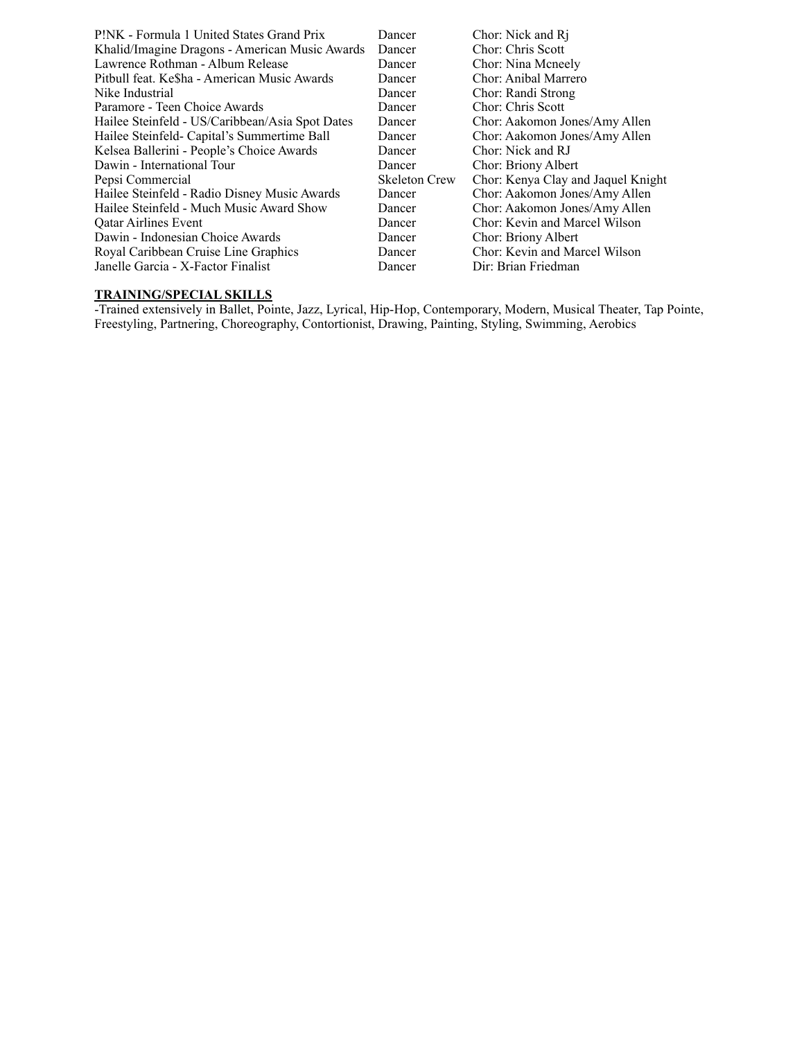| | | |
|---|---|---|
| P!NK - Formula 1 United States Grand Prix | Dancer | Chor: Nick and Rj |
| Khalid/Imagine Dragons - American Music Awards | Dancer | Chor: Chris Scott |
| Lawrence Rothman - Album Release | Dancer | Chor: Nina Mcneely |
| Pitbull feat. Ke$ha - American Music Awards | Dancer | Chor: Anibal Marrero |
| Nike Industrial | Dancer | Chor: Randi Strong |
| Paramore - Teen Choice Awards | Dancer | Chor: Chris Scott |
| Hailee Steinfeld - US/Caribbean/Asia Spot Dates | Dancer | Chor: Aakomon Jones/Amy Allen |
| Hailee Steinfeld- Capital's Summertime Ball | Dancer | Chor: Aakomon Jones/Amy Allen |
| Kelsea Ballerini - People's Choice Awards | Dancer | Chor: Nick and RJ |
| Dawin - International Tour | Dancer | Chor: Briony Albert |
| Pepsi Commercial | Skeleton Crew | Chor: Kenya Clay and Jaquel Knight |
| Hailee Steinfeld - Radio Disney Music Awards | Dancer | Chor: Aakomon Jones/Amy Allen |
| Hailee Steinfeld - Much Music Award Show | Dancer | Chor: Aakomon Jones/Amy Allen |
| Qatar Airlines Event | Dancer | Chor: Kevin and Marcel Wilson |
| Dawin - Indonesian Choice Awards | Dancer | Chor: Briony Albert |
| Royal Caribbean Cruise Line Graphics | Dancer | Chor: Kevin and Marcel Wilson |
| Janelle Garcia - X-Factor Finalist | Dancer | Dir: Brian Friedman |

**TRAINING/SPECIAL SKILLS**

-Trained extensively in Ballet, Pointe, Jazz, Lyrical, Hip-Hop, Contemporary, Modern, Musical Theater, Tap Pointe, Freestyling, Partnering, Choreography, Contortionist, Drawing, Painting, Styling, Swimming, Aerobics